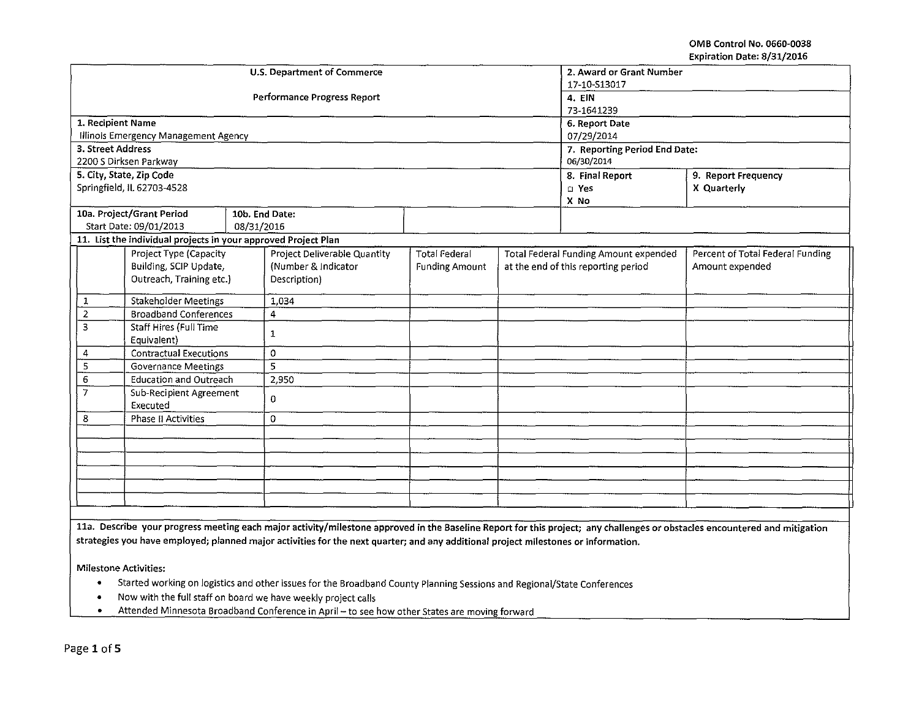OMB Control No. 0660-0038
Expiration Date: 8/31/2016

| U.S. Department of Commerce | | 2. Award or Grant Number |
|---|---|---|
| | | 17-10-S13017 |
| Performance Progress Report | | 4. EIN |
| | | 73-1641239 |
| 1. Recipient Name | | 6. Report Date |
| Illinois Emergency Management Agency | | 07/29/2014 |
| 3. Street Address | | 7. Reporting Period End Date: |
| 2200 S Dirksen Parkway | | 06/30/2014 |
| 5. City, State, Zip Code | | 8. Final Report: ☐ Yes / X No — 9. Report Frequency: X Quarterly |
| Springfield, IL 62703-4528 | | |
| 10a. Project/Grant Period Start Date: 09/01/2013 | 10b. End Date: 08/31/2016 | |

**11. List the individual projects in your approved Project Plan**

| | Project Type (Capacity Building, SCIP Update, Outreach, Training etc.) | Project Deliverable Quantity (Number & Indicator Description) | Total Federal Funding Amount | Total Federal Funding Amount expended at the end of this reporting period | Percent of Total Federal Funding Amount expended |
|---|---|---|---|---|---|
| 1 | Stakeholder Meetings | 1,034 | | | |
| 2 | Broadband Conferences | 4 | | | |
| 3 | Staff Hires (Full Time Equivalent) | 1 | | | |
| 4 | Contractual Executions | 0 | | | |
| 5 | Governance Meetings | 5 | | | |
| 6 | Education and Outreach | 2,950 | | | |
| 7 | Sub-Recipient Agreement Executed | 0 | | | |
| 8 | Phase II Activities | 0 | | | |

**11a. Describe your progress meeting each major activity/milestone approved in the Baseline Report for this project; any challenges or obstacles encountered and mitigation strategies you have employed; planned major activities for the next quarter; and any additional project milestones or information.**

Milestone Activities:

- Started working on logistics and other issues for the Broadband County Planning Sessions and Regional/State Conferences
- Now with the full staff on board we have weekly project calls
- Attended Minnesota Broadband Conference in April – to see how other States are moving forward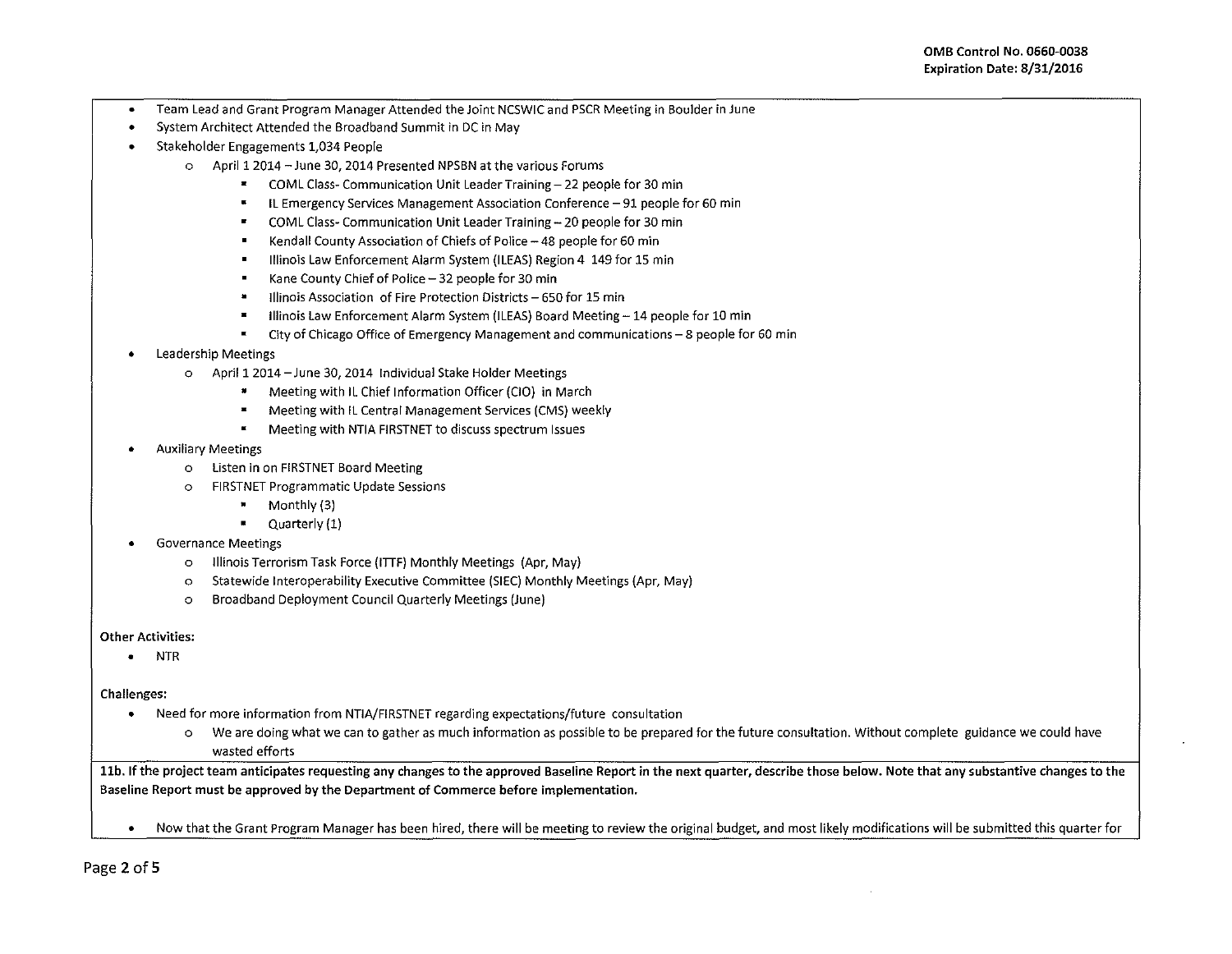- Team Lead and Grant Program Manager Attended the Joint NCSWIC and PSCR Meeting in Boulder in June
- System Architect Attended the Broadband Summit in DC in May
- Stakeholder Engagements 1,034 People
  - April 1 2014 – June 30, 2014 Presented NPSBN at the various Forums
    - COML Class- Communication Unit Leader Training – 22 people for 30 min
    - IL Emergency Services Management Association Conference – 91 people for 60 min
    - COML Class- Communication Unit Leader Training – 20 people for 30 min
    - Kendall County Association of Chiefs of Police – 48 people for 60 min
    - Illinois Law Enforcement Alarm System (ILEAS) Region 4 149 for 15 min
    - Kane County Chief of Police – 32 people for 30 min
    - Illinois Association of Fire Protection Districts – 650 for 15 min
    - Illinois Law Enforcement Alarm System (ILEAS) Board Meeting – 14 people for 10 min
    - City of Chicago Office of Emergency Management and communications – 8 people for 60 min
- Leadership Meetings
  - April 1 2014 – June 30, 2014 Individual Stake Holder Meetings
    - Meeting with IL Chief Information Officer (CIO) in March
    - Meeting with IL Central Management Services (CMS) weekly
    - Meeting with NTIA FIRSTNET to discuss spectrum Issues
- Auxiliary Meetings
  - Listen in on FIRSTNET Board Meeting
  - FIRSTNET Programmatic Update Sessions
    - Monthly (3)
    - Quarterly (1)
- Governance Meetings
  - Illinois Terrorism Task Force (ITTF) Monthly Meetings (Apr, May)
  - Statewide Interoperability Executive Committee (SIEC) Monthly Meetings (Apr, May)
  - Broadband Deployment Council Quarterly Meetings (June)

**Other Activities:**

- NTR

**Challenges:**

- Need for more information from NTIA/FIRSTNET regarding expectations/future consultation
  - We are doing what we can to gather as much information as possible to be prepared for the future consultation. Without complete guidance we could have wasted efforts

**11b. If the project team anticipates requesting any changes to the approved Baseline Report in the next quarter, describe those below. Note that any substantive changes to the Baseline Report must be approved by the Department of Commerce before implementation.**

- Now that the Grant Program Manager has been hired, there will be meeting to review the original budget, and most likely modifications will be submitted this quarter for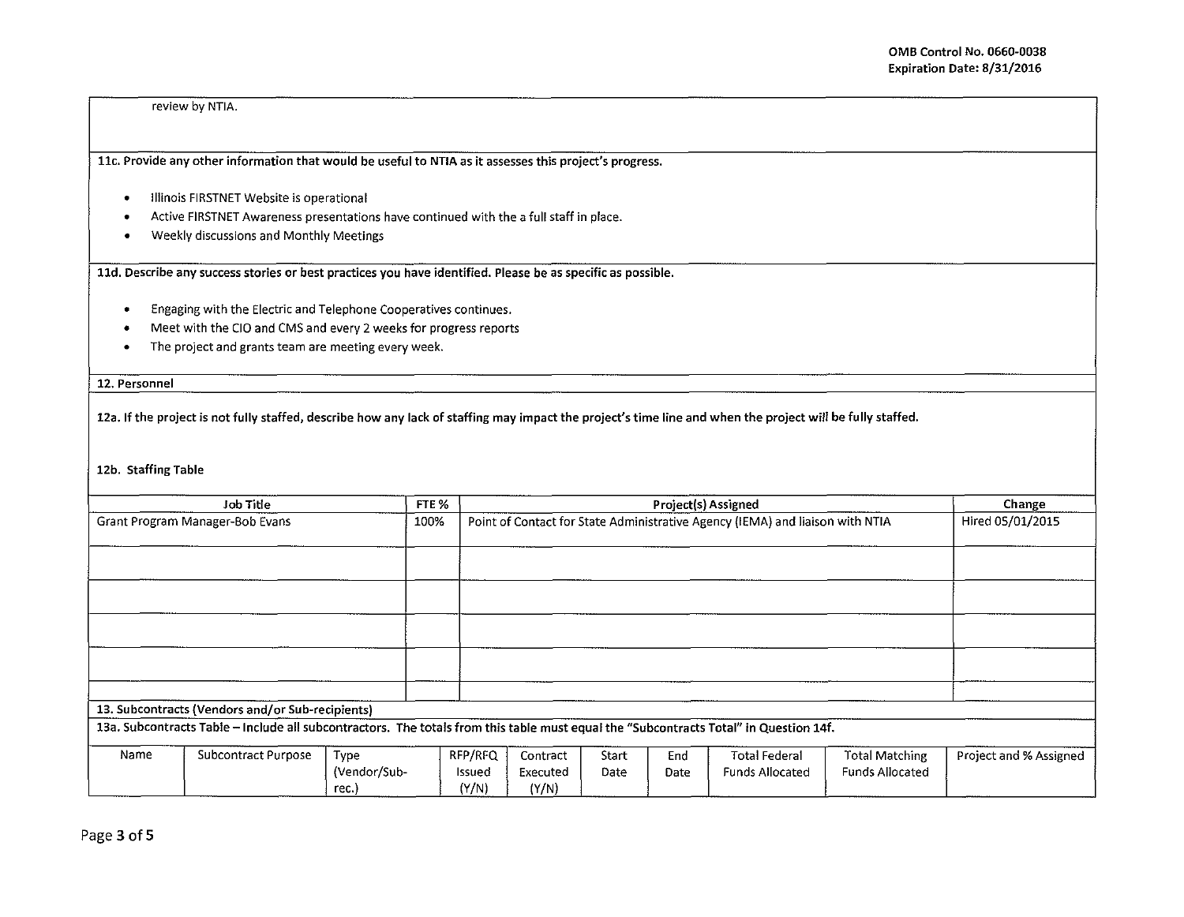review by NTIA.

**11c. Provide any other information that would be useful to NTIA as it assesses this project's progress.**

- Illinois FIRSTNET Website is operational
- Active FIRSTNET Awareness presentations have continued with the a full staff in place.
- Weekly discussions and Monthly Meetings

**11d. Describe any success stories or best practices you have identified. Please be as specific as possible.**

- Engaging with the Electric and Telephone Cooperatives continues.
- Meet with the CIO and CMS and every 2 weeks for progress reports
- The project and grants team are meeting every week.

**12. Personnel**

**12a. If the project is not fully staffed, describe how any lack of staffing may impact the project's time line and when the project will be fully staffed.**

**12b. Staffing Table**

| Job Title | FTE % | Project(s) Assigned | Change |
|---|---|---|---|
| Grant Program Manager-Bob Evans | 100% | Point of Contact for State Administrative Agency (IEMA) and liaison with NTIA | Hired 05/01/2015 |
| | | | |
| | | | |
| | | | |
| | | | |
| | | | |

**13. Subcontracts (Vendors and/or Sub-recipients)**

**13a. Subcontracts Table – Include all subcontractors. The totals from this table must equal the "Subcontracts Total" in Question 14f.**

| Name | Subcontract Purpose | Type (Vendor/Sub-rec.) | RFP/RFQ Issued (Y/N) | Contract Executed (Y/N) | Start Date | End Date | Total Federal Funds Allocated | Total Matching Funds Allocated | Project and % Assigned |
|---|---|---|---|---|---|---|---|---|---|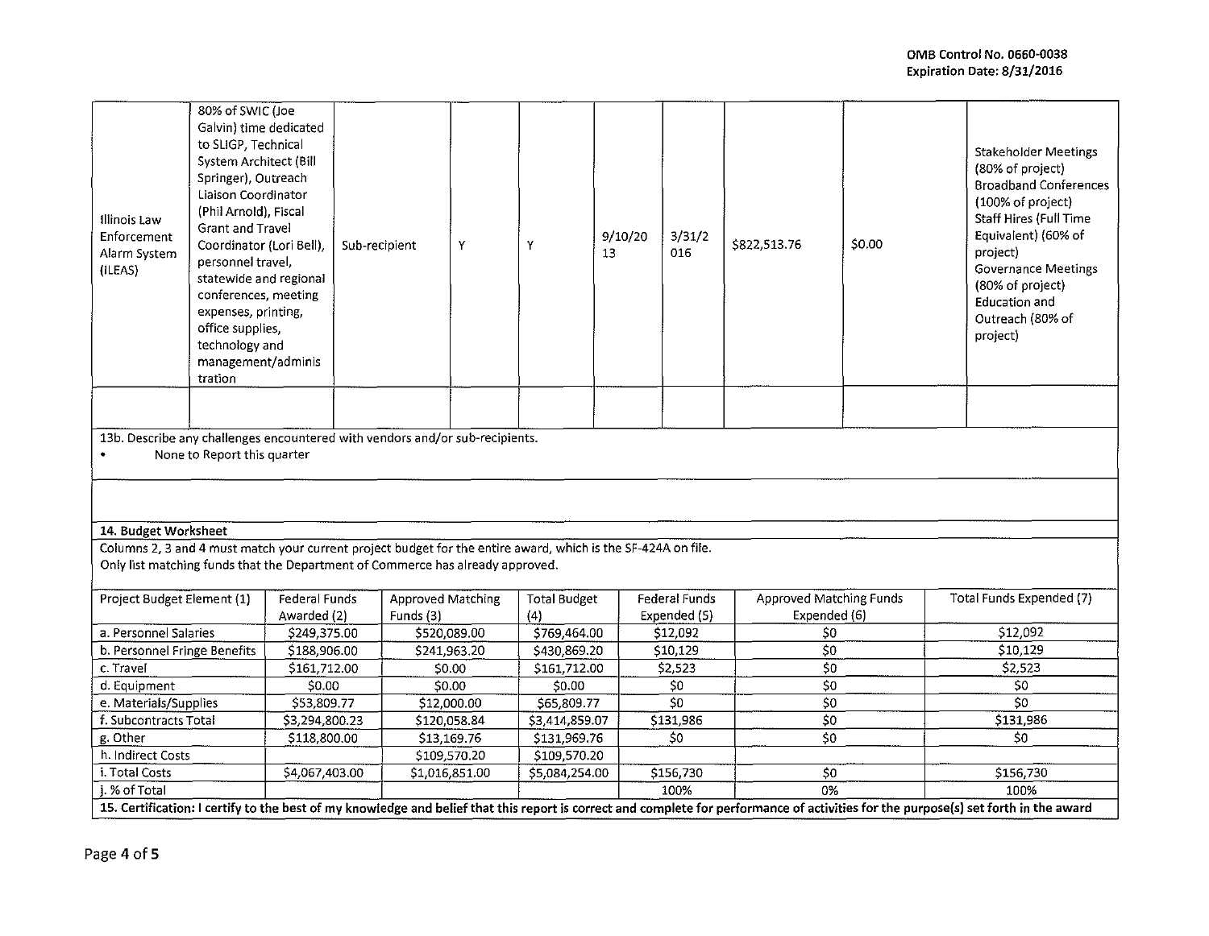| Illinois Law Enforcement Alarm System (ILEAS) | 80% of SWIC (Joe Galvin) time dedicated to SLIGP, Technical System Architect (Bill Springer), Outreach Liaison Coordinator (Phil Arnold), Fiscal Grant and Travel Coordinator (Lori Bell), personnel travel, statewide and regional conferences, meeting expenses, printing, office supplies, technology and management/administration | Sub-recipient | Y | Y | 9/10/2013 | 3/31/2016 | $822,513.76 | $0.00 | Stakeholder Meetings (80% of project) Broadband Conferences (100% of project) Staff Hires (Full Time Equivalent) (60% of project) Governance Meetings (80% of project) Education and Outreach (80% of project) |
|---|---|---|---|---|---|---|---|---|---|
| | | | | | | | | | |

13b. Describe any challenges encountered with vendors and/or sub-recipients.

- None to Report this quarter

**14. Budget Worksheet**

Columns 2, 3 and 4 must match your current project budget for the entire award, which is the SF-424A on file.
Only list matching funds that the Department of Commerce has already approved.

| Project Budget Element (1) | Federal Funds Awarded (2) | Approved Matching Funds (3) | Total Budget (4) | Federal Funds Expended (5) | Approved Matching Funds Expended (6) | Total Funds Expended (7) |
|---|---|---|---|---|---|---|
| a. Personnel Salaries | $249,375.00 | $520,089.00 | $769,464.00 | $12,092 | $0 | $12,092 |
| b. Personnel Fringe Benefits | $188,906.00 | $241,963.20 | $430,869.20 | $10,129 | $0 | $10,129 |
| c. Travel | $161,712.00 | $0.00 | $161,712.00 | $2,523 | $0 | $2,523 |
| d. Equipment | $0.00 | $0.00 | $0.00 | $0 | $0 | $0 |
| e. Materials/Supplies | $53,809.77 | $12,000.00 | $65,809.77 | $0 | $0 | $0 |
| f. Subcontracts Total | $3,294,800.23 | $120,058.84 | $3,414,859.07 | $131,986 | $0 | $131,986 |
| g. Other | $118,800.00 | $13,169.76 | $131,969.76 | $0 | $0 | $0 |
| h. Indirect Costs | | $109,570.20 | $109,570.20 | | | |
| i. Total Costs | $4,067,403.00 | $1,016,851.00 | $5,084,254.00 | $156,730 | $0 | $156,730 |
| j. % of Total | | | | 100% | 0% | 100% |

**15. Certification: I certify to the best of my knowledge and belief that this report is correct and complete for performance of activities for the purpose(s) set forth in the award**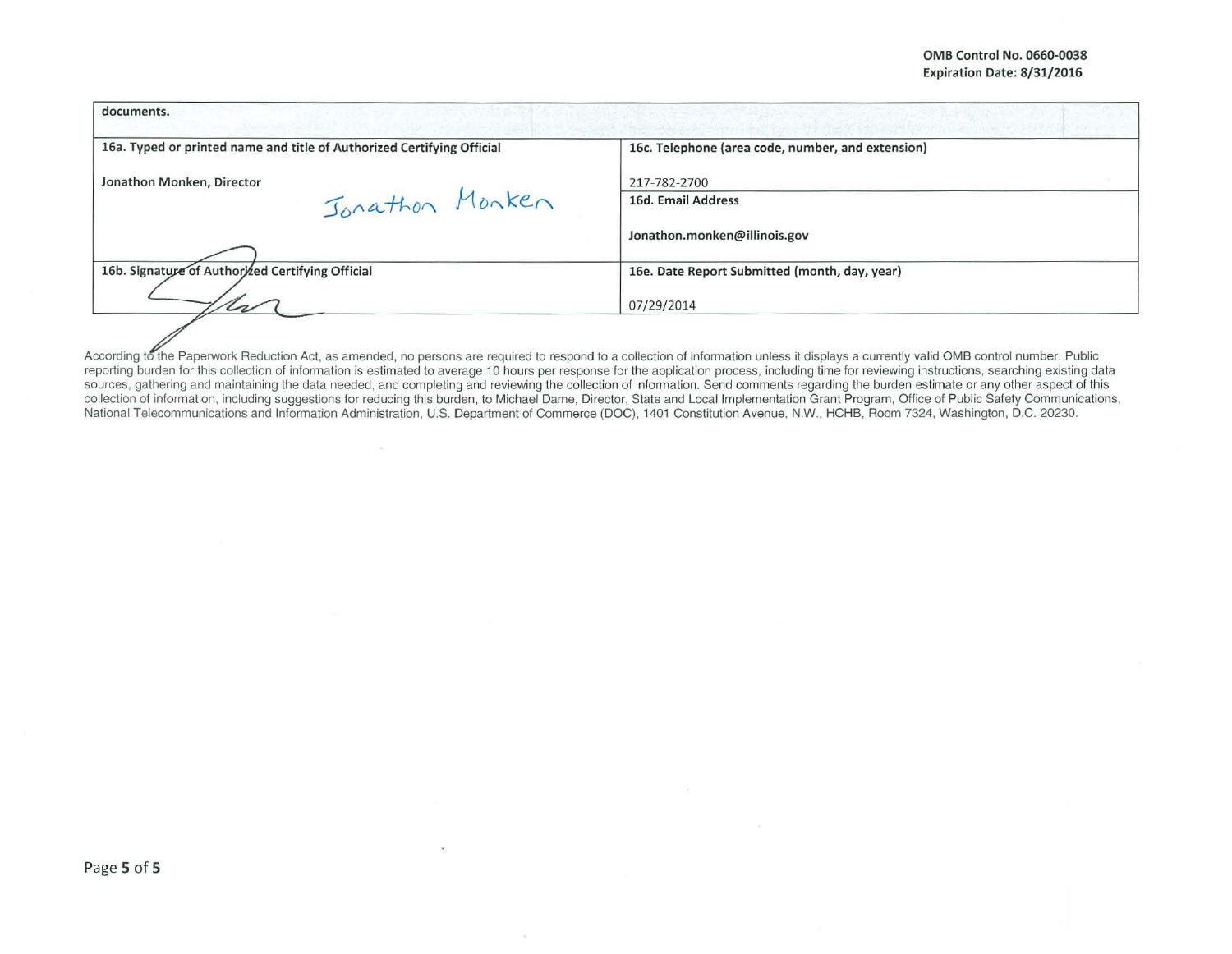OMB Control No. 0660-0038
Expiration Date: 8/31/2016

| | |
|---|---|
| documents. | |
| **16a. Typed or printed name and title of Authorized Certifying Official**<br><br>Jonathon Monken, Director<br>Jonathon Monken | **16c. Telephone (area code, number, and extension)**<br><br>217-782-2700 |
| | **16d. Email Address**<br><br>Jonathon.monken@illinois.gov |
| **16b. Signature of Authorized Certifying Official** | **16e. Date Report Submitted (month, day, year)**<br><br>07/29/2014 |

According to the Paperwork Reduction Act, as amended, no persons are required to respond to a collection of information unless it displays a currently valid OMB control number. Public reporting burden for this collection of information is estimated to average 10 hours per response for the application process, including time for reviewing instructions, searching existing data sources, gathering and maintaining the data needed, and completing and reviewing the collection of information. Send comments regarding the burden estimate or any other aspect of this collection of information, including suggestions for reducing this burden, to Michael Dame, Director, State and Local Implementation Grant Program, Office of Public Safety Communications, National Telecommunications and Information Administration, U.S. Department of Commerce (DOC), 1401 Constitution Avenue, N.W., HCHB, Room 7324, Washington, D.C. 20230.